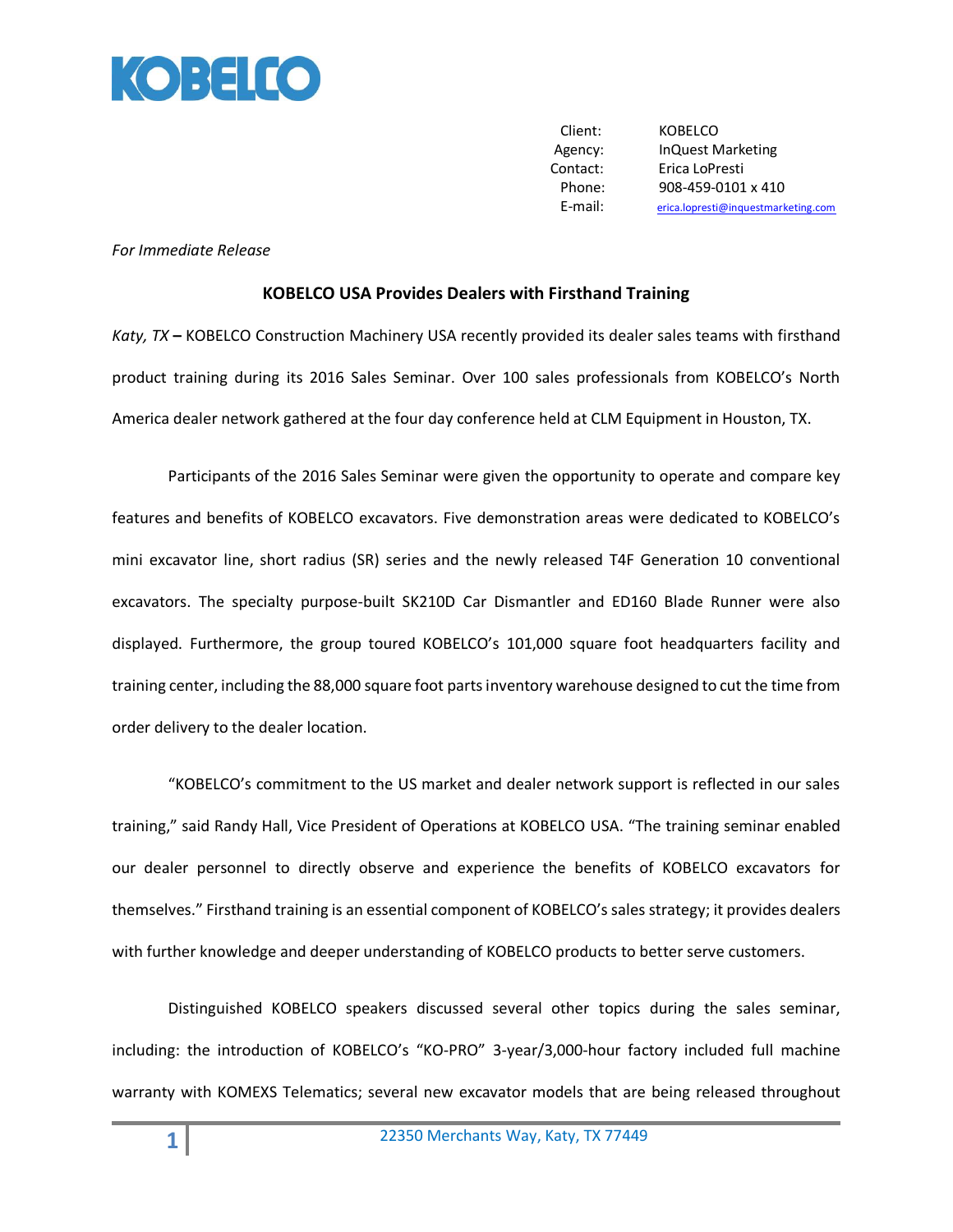KOBELCO

| | |
|---|---|
| Client: | KOBELCO |
| Agency: | InQuest Marketing |
| Contact: | Erica LoPresti |
| Phone: | 908-459-0101 x 410 |
| E-mail: | erica.lopresti@inquestmarketing.com |

*For Immediate Release*

**KOBELCO USA Provides Dealers with Firsthand Training**

*Katy, TX* **–** KOBELCO Construction Machinery USA recently provided its dealer sales teams with firsthand product training during its 2016 Sales Seminar. Over 100 sales professionals from KOBELCO's North America dealer network gathered at the four day conference held at CLM Equipment in Houston, TX.

Participants of the 2016 Sales Seminar were given the opportunity to operate and compare key features and benefits of KOBELCO excavators. Five demonstration areas were dedicated to KOBELCO's mini excavator line, short radius (SR) series and the newly released T4F Generation 10 conventional excavators. The specialty purpose-built SK210D Car Dismantler and ED160 Blade Runner were also displayed. Furthermore, the group toured KOBELCO's 101,000 square foot headquarters facility and training center, including the 88,000 square foot parts inventory warehouse designed to cut the time from order delivery to the dealer location.

"KOBELCO's commitment to the US market and dealer network support is reflected in our sales training," said Randy Hall, Vice President of Operations at KOBELCO USA. "The training seminar enabled our dealer personnel to directly observe and experience the benefits of KOBELCO excavators for themselves." Firsthand training is an essential component of KOBELCO's sales strategy; it provides dealers with further knowledge and deeper understanding of KOBELCO products to better serve customers.

Distinguished KOBELCO speakers discussed several other topics during the sales seminar, including: the introduction of KOBELCO's "KO-PRO" 3-year/3,000-hour factory included full machine warranty with KOMEXS Telematics; several new excavator models that are being released throughout

22350 Merchants Way, Katy, TX 77449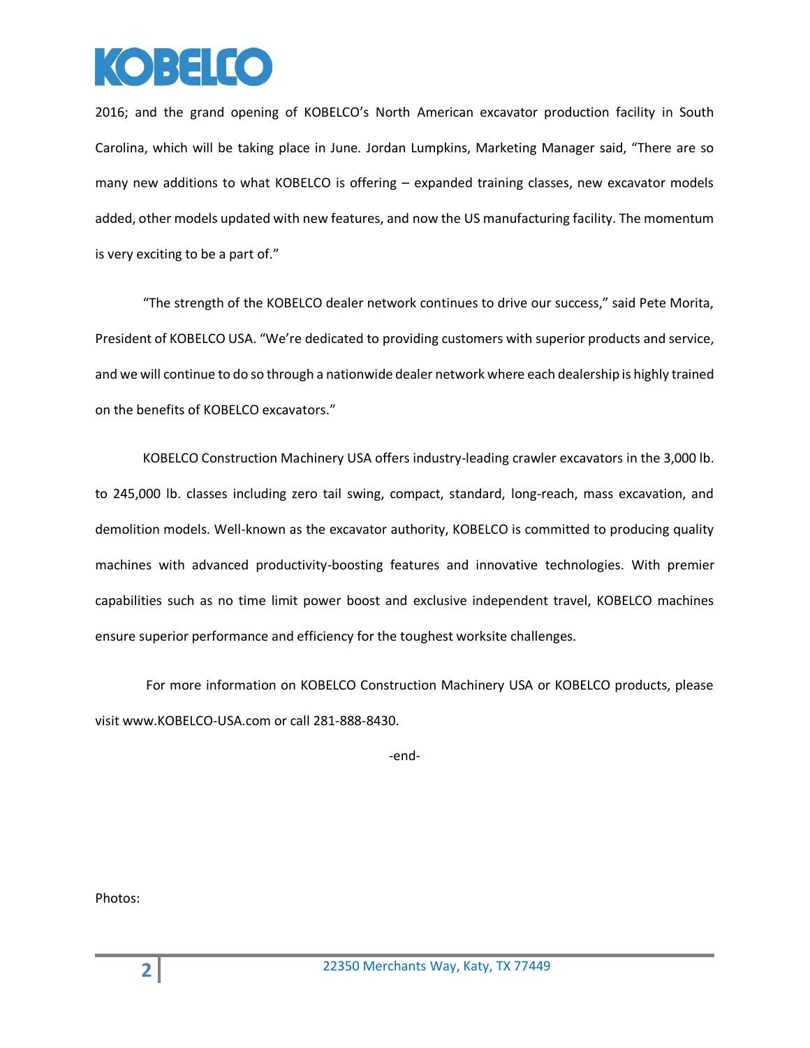2016; and the grand opening of KOBELCO's North American excavator production facility in South Carolina, which will be taking place in June. Jordan Lumpkins, Marketing Manager said, "There are so many new additions to what KOBELCO is offering – expanded training classes, new excavator models added, other models updated with new features, and now the US manufacturing facility. The momentum is very exciting to be a part of."

"The strength of the KOBELCO dealer network continues to drive our success," said Pete Morita, President of KOBELCO USA. "We're dedicated to providing customers with superior products and service, and we will continue to do so through a nationwide dealer network where each dealership is highly trained on the benefits of KOBELCO excavators."

KOBELCO Construction Machinery USA offers industry-leading crawler excavators in the 3,000 lb. to 245,000 lb. classes including zero tail swing, compact, standard, long-reach, mass excavation, and demolition models. Well-known as the excavator authority, KOBELCO is committed to producing quality machines with advanced productivity-boosting features and innovative technologies. With premier capabilities such as no time limit power boost and exclusive independent travel, KOBELCO machines ensure superior performance and efficiency for the toughest worksite challenges.

For more information on KOBELCO Construction Machinery USA or KOBELCO products, please visit www.KOBELCO-USA.com or call 281-888-8430.

-end-

Photos: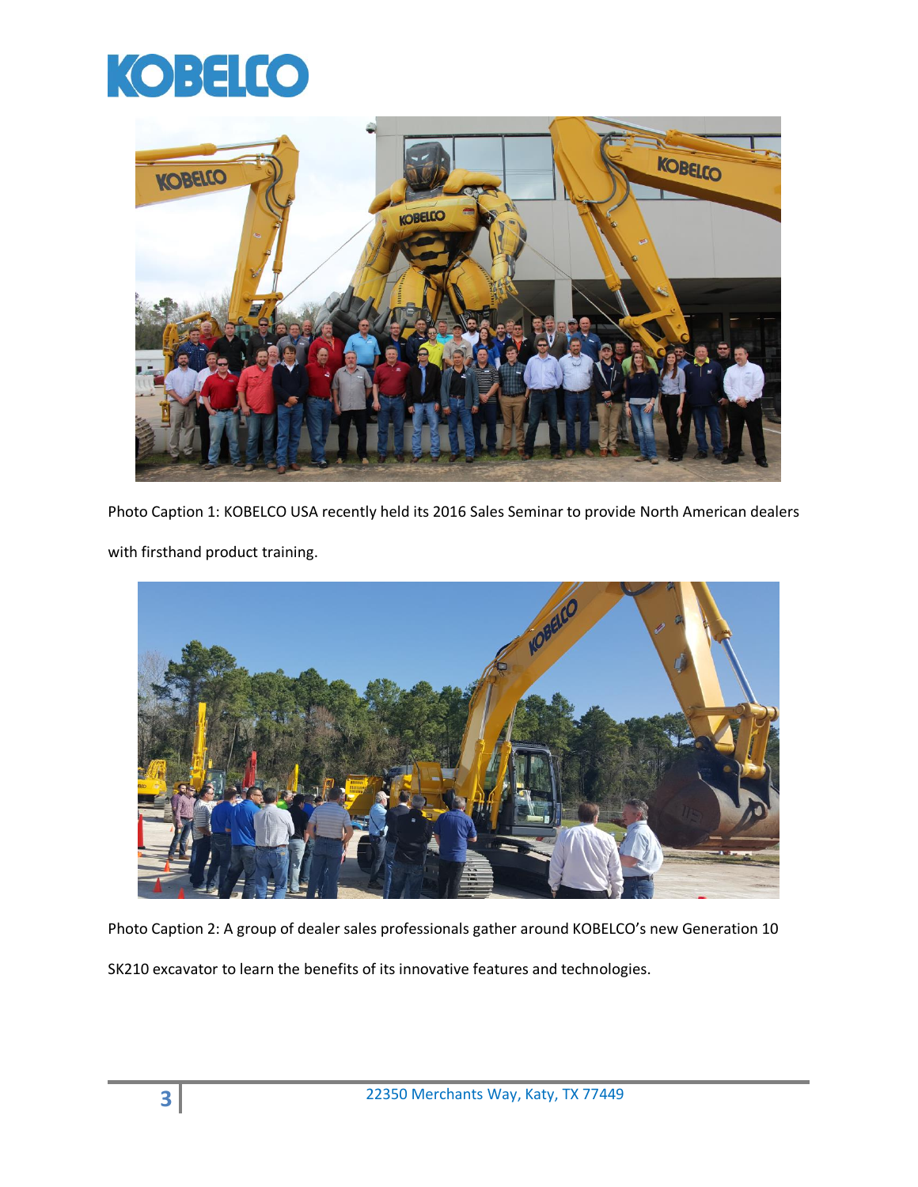Photo Caption 1: KOBELCO USA recently held its 2016 Sales Seminar to provide North American dealers with firsthand product training.

Photo Caption 2: A group of dealer sales professionals gather around KOBELCO's new Generation 10 SK210 excavator to learn the benefits of its innovative features and technologies.